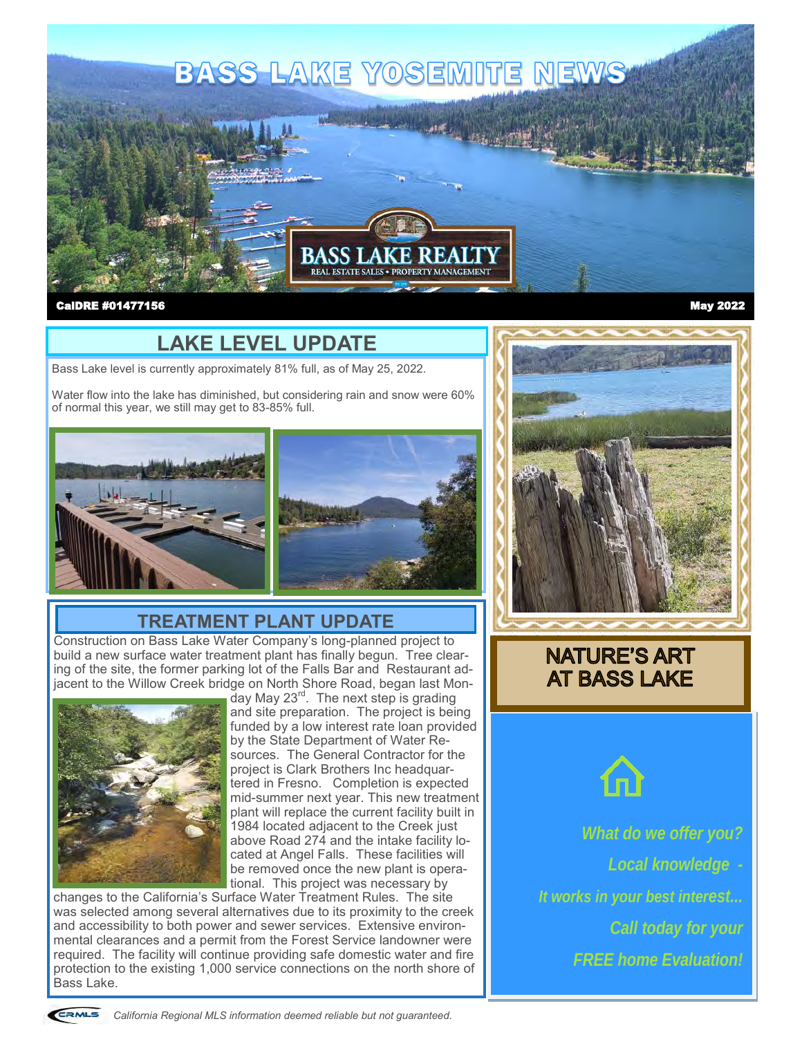# BASS LAKE YOSEMITE NEWS

BASS LAKE REALTY
REAL ESTATE SALES • PROPERTY MANAGEMENT

**CalDRE #01477156** **May 2022**

## LAKE LEVEL UPDATE

Bass Lake level is currently approximately 81% full, as of May 25, 2022.

Water flow into the lake has diminished, but considering rain and snow were 60% of normal this year, we still may get to 83-85% full.

## TREATMENT PLANT UPDATE

Construction on Bass Lake Water Company's long-planned project to build a new surface water treatment plant has finally begun. Tree clearing of the site, the former parking lot of the Falls Bar and Restaurant adjacent to the Willow Creek bridge on North Shore Road, began last Monday May 23rd. The next step is grading and site preparation. The project is being funded by a low interest rate loan provided by the State Department of Water Resources. The General Contractor for the project is Clark Brothers Inc headquartered in Fresno. Completion is expected mid-summer next year. This new treatment plant will replace the current facility built in 1984 located adjacent to the Creek just above Road 274 and the intake facility located at Angel Falls. These facilities will be removed once the new plant is operational. This project was necessary by changes to the California's Surface Water Treatment Rules. The site was selected among several alternatives due to its proximity to the creek and accessibility to both power and sewer services. Extensive environmental clearances and a permit from the Forest Service landowner were required. The facility will continue providing safe domestic water and fire protection to the existing 1,000 service connections on the north shore of Bass Lake.

## NATURE'S ART AT BASS LAKE

*What do we offer you?*

*Local knowledge -*

*It works in your best interest...*

*Call today for your*

*FREE home Evaluation!*

California Regional MLS information deemed reliable but not guaranteed.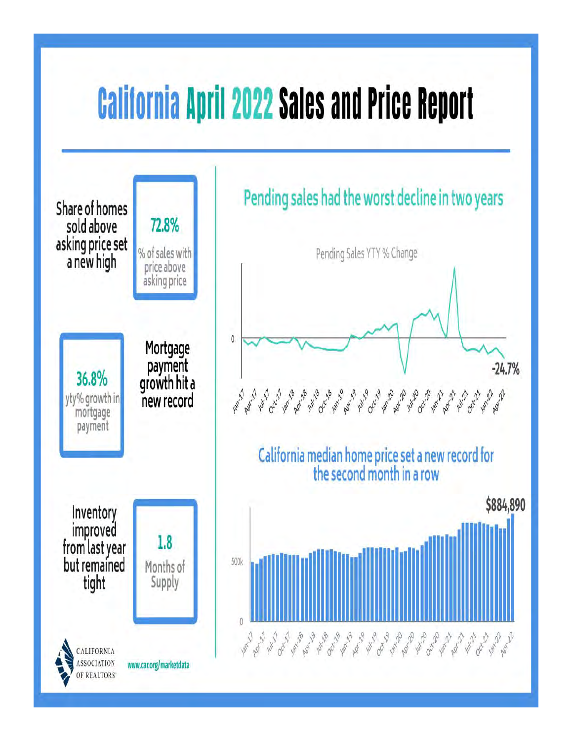# California April 2022 Sales and Price Report

Share of homes sold above asking price set a new high

**72.8%**
% of sales with price above asking price

Mortgage payment growth hit a new record

**36.8%**
yty% growth in mortgage payment

Inventory improved from last year but remained tight

**1.8**
Months of Supply

## Pending sales had the worst decline in two years

Pending Sales YTY % Change

0

-24.7%

Jan-17, Apr-17, Jul-17, Oct-17, Jan-18, Apr-18, Jul-18, Oct-18, Jan-19, Apr-19, Jul-19, Oct-19, Jan-20, Apr-20, Jul-20, Oct-20, Jan-21, Apr-21, Jul-21, Oct-21, Jan-22, Apr-22

## California median home price set a new record for the second month in a row

$884,890

500k

0

Jan-17, Apr-17, Jul-17, Oct-17, Jan-18, Apr-18, Jul-18, Oct-18, Jan-19, Apr-19, Jul-19, Oct-19, Jan-20, Apr-20, Jul-20, Oct-20, Jan-21, Apr-21, Jul-21, Oct-21, Jan-22, Apr-22

CALIFORNIA ASSOCIATION OF REALTORS®

www.car.org/marketdata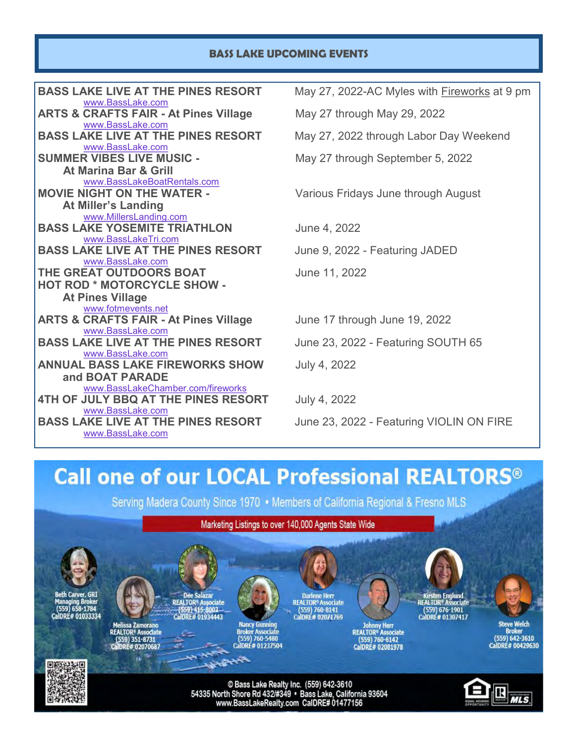## BASS LAKE UPCOMING EVENTS

| | |
|---|---|
| **BASS LAKE LIVE AT THE PINES RESORT** www.BassLake.com | May 27, 2022-AC Myles with Fireworks at 9 pm |
| **ARTS & CRAFTS FAIR - At Pines Village** www.BassLake.com | May 27 through May 29, 2022 |
| **BASS LAKE LIVE AT THE PINES RESORT** www.BassLake.com | May 27, 2022 through Labor Day Weekend |
| **SUMMER VIBES LIVE MUSIC - At Marina Bar & Grill** www.BassLakeBoatRentals.com | May 27 through September 5, 2022 |
| **MOVIE NIGHT ON THE WATER - At Miller's Landing** www.MillersLanding.com | Various Fridays June through August |
| **BASS LAKE YOSEMITE TRIATHLON** www.BassLakeTri.com | June 4, 2022 |
| **BASS LAKE LIVE AT THE PINES RESORT** www.BassLake.com | June 9, 2022 - Featuring JADED |
| **THE GREAT OUTDOORS BOAT HOT ROD * MOTORCYCLE SHOW - At Pines Village** www.fotmevents.net | June 11, 2022 |
| **ARTS & CRAFTS FAIR - At Pines Village** www.BassLake.com | June 17 through June 19, 2022 |
| **BASS LAKE LIVE AT THE PINES RESORT** www.BassLake.com | June 23, 2022 - Featuring SOUTH 65 |
| **ANNUAL BASS LAKE FIREWORKS SHOW and BOAT PARADE** www.BassLakeChamber.com/fireworks | July 4, 2022 |
| **4TH OF JULY BBQ AT THE PINES RESORT** www.BassLake.com | July 4, 2022 |
| **BASS LAKE LIVE AT THE PINES RESORT** www.BassLake.com | June 23, 2022 - Featuring VIOLIN ON FIRE |

# Call one of our LOCAL Professional REALTORS®

Serving Madera County Since 1970 • Members of California Regional & Fresno MLS

Marketing Listings to over 140,000 Agents State Wide

Beth Carver, GRI
Managing Broker
(559) 658-1784
CalDRE# 01033334

Melissa Zamorano
REALTOR® Associate
(559) 351-8731
CalDRE# 02070687

Dee Salazar
REALTOR® Associate
(559) 415-8002
CalDRE# 01934443

Nancy Gunning
Broker Associate
(559) 760-5480
CalDRE# 01237504

Darlene Herr
REALTOR® Associate
(559) 760-8141
CalDRE# 02071769

Johnny Herr
REALTOR® Associate
(559) 760-6142
CalDRE# 02081978

Kirsten Englund
REALTOR® Associate
(559) 676-1901
CalDRE# 01307417

Steve Welch
Broker
(559) 642-3610
CalDRE# 00429630

© Bass Lake Realty Inc. (559) 642-3610
54335 North Shore Rd 432/#349 • Bass Lake, California 93604
www.BassLakeRealty.com CalDRE# 01477156